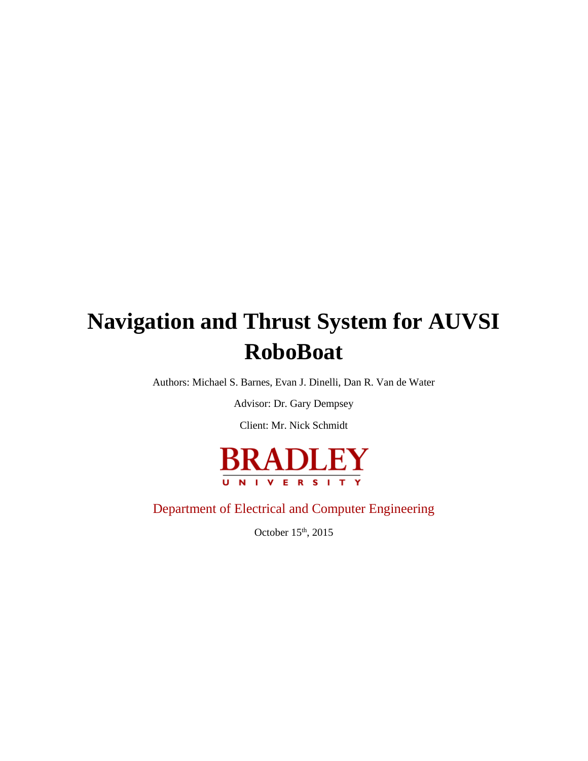# Navigation and Thrust System for AUVSI RoboBoat

Authors: Michael S. Barnes, Evan J. Dinelli, Dan R. Van de Water

Advisor: Dr. Gary Dempsey

Client: Mr. Nick Schmidt

BRADLEY UNIVERSITY

Department of Electrical and Computer Engineering

October 15th, 2015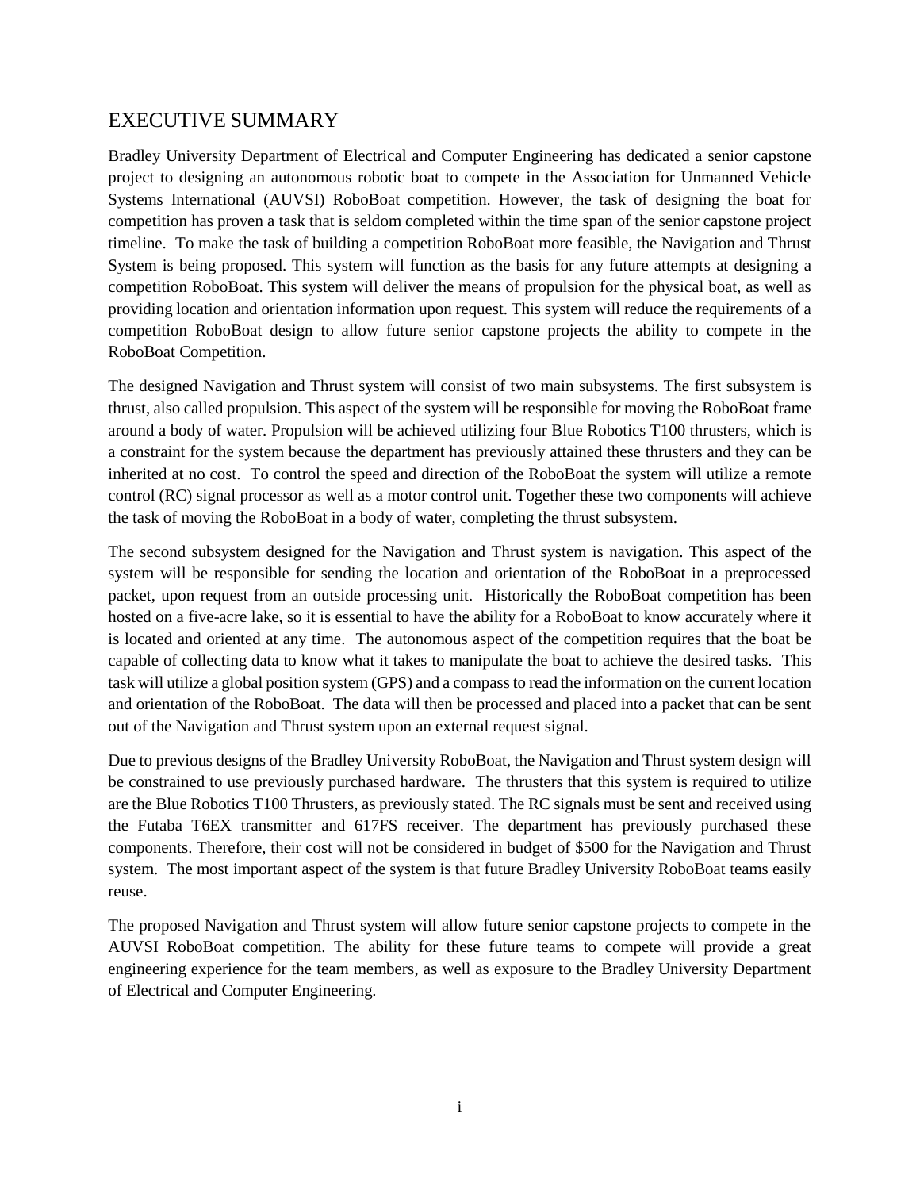# EXECUTIVE SUMMARY

Bradley University Department of Electrical and Computer Engineering has dedicated a senior capstone project to designing an autonomous robotic boat to compete in the Association for Unmanned Vehicle Systems International (AUVSI) RoboBoat competition. However, the task of designing the boat for competition has proven a task that is seldom completed within the time span of the senior capstone project timeline. To make the task of building a competition RoboBoat more feasible, the Navigation and Thrust System is being proposed. This system will function as the basis for any future attempts at designing a competition RoboBoat. This system will deliver the means of propulsion for the physical boat, as well as providing location and orientation information upon request. This system will reduce the requirements of a competition RoboBoat design to allow future senior capstone projects the ability to compete in the RoboBoat Competition.

The designed Navigation and Thrust system will consist of two main subsystems. The first subsystem is thrust, also called propulsion. This aspect of the system will be responsible for moving the RoboBoat frame around a body of water. Propulsion will be achieved utilizing four Blue Robotics T100 thrusters, which is a constraint for the system because the department has previously attained these thrusters and they can be inherited at no cost. To control the speed and direction of the RoboBoat the system will utilize a remote control (RC) signal processor as well as a motor control unit. Together these two components will achieve the task of moving the RoboBoat in a body of water, completing the thrust subsystem.

The second subsystem designed for the Navigation and Thrust system is navigation. This aspect of the system will be responsible for sending the location and orientation of the RoboBoat in a preprocessed packet, upon request from an outside processing unit. Historically the RoboBoat competition has been hosted on a five-acre lake, so it is essential to have the ability for a RoboBoat to know accurately where it is located and oriented at any time. The autonomous aspect of the competition requires that the boat be capable of collecting data to know what it takes to manipulate the boat to achieve the desired tasks. This task will utilize a global position system (GPS) and a compass to read the information on the current location and orientation of the RoboBoat. The data will then be processed and placed into a packet that can be sent out of the Navigation and Thrust system upon an external request signal.

Due to previous designs of the Bradley University RoboBoat, the Navigation and Thrust system design will be constrained to use previously purchased hardware. The thrusters that this system is required to utilize are the Blue Robotics T100 Thrusters, as previously stated. The RC signals must be sent and received using the Futaba T6EX transmitter and 617FS receiver. The department has previously purchased these components. Therefore, their cost will not be considered in budget of $500 for the Navigation and Thrust system. The most important aspect of the system is that future Bradley University RoboBoat teams easily reuse.

The proposed Navigation and Thrust system will allow future senior capstone projects to compete in the AUVSI RoboBoat competition. The ability for these future teams to compete will provide a great engineering experience for the team members, as well as exposure to the Bradley University Department of Electrical and Computer Engineering.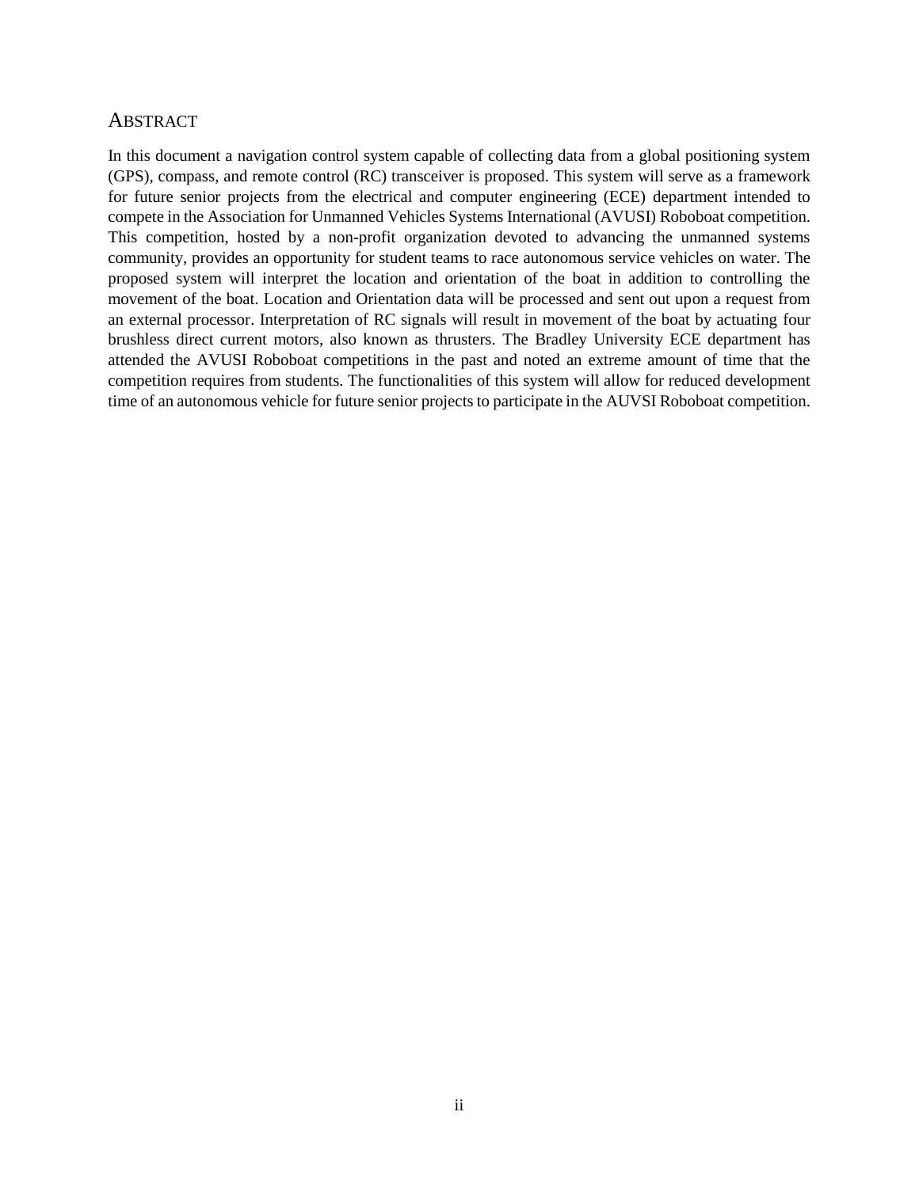## Abstract

In this document a navigation control system capable of collecting data from a global positioning system (GPS), compass, and remote control (RC) transceiver is proposed. This system will serve as a framework for future senior projects from the electrical and computer engineering (ECE) department intended to compete in the Association for Unmanned Vehicles Systems International (AVUSI) Roboboat competition. This competition, hosted by a non-profit organization devoted to advancing the unmanned systems community, provides an opportunity for student teams to race autonomous service vehicles on water. The proposed system will interpret the location and orientation of the boat in addition to controlling the movement of the boat. Location and Orientation data will be processed and sent out upon a request from an external processor. Interpretation of RC signals will result in movement of the boat by actuating four brushless direct current motors, also known as thrusters. The Bradley University ECE department has attended the AVUSI Roboboat competitions in the past and noted an extreme amount of time that the competition requires from students. The functionalities of this system will allow for reduced development time of an autonomous vehicle for future senior projects to participate in the AUVSI Roboboat competition.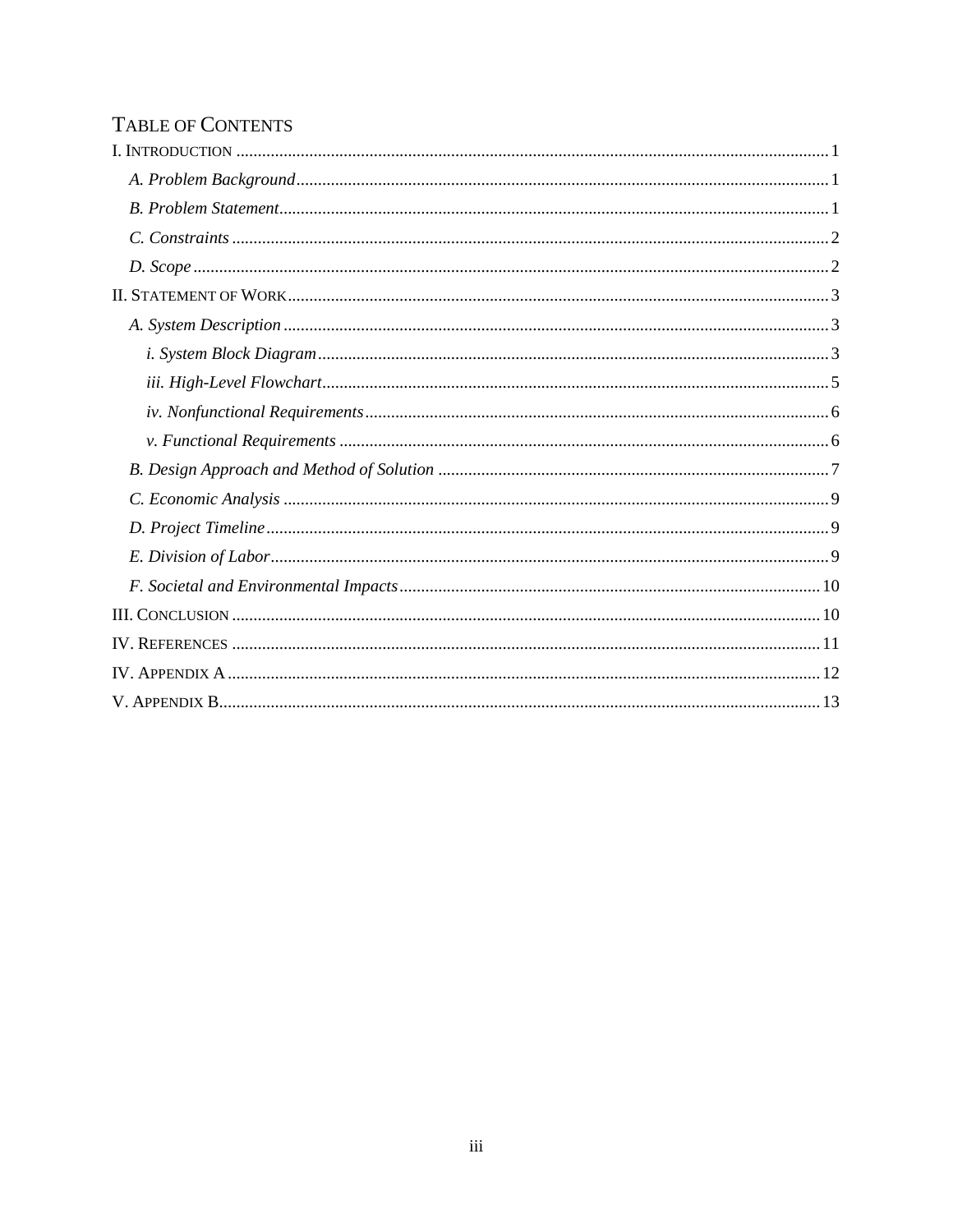# Table of Contents

I. Introduction ........................................................................ 1

*A. Problem Background* ........................................................................ 1

*B. Problem Statement* ........................................................................ 1

*C. Constraints* ........................................................................ 2

*D. Scope* ........................................................................ 2

II. Statement of Work ........................................................................ 3

*A. System Description* ........................................................................ 3

*i. System Block Diagram* ........................................................................ 3

*iii. High-Level Flowchart* ........................................................................ 5

*iv. Nonfunctional Requirements* ........................................................................ 6

*v. Functional Requirements* ........................................................................ 6

*B. Design Approach and Method of Solution* ........................................................................ 7

*C. Economic Analysis* ........................................................................ 9

*D. Project Timeline* ........................................................................ 9

*E. Division of Labor* ........................................................................ 9

*F. Societal and Environmental Impacts* ........................................................................ 10

III. Conclusion ........................................................................ 10

IV. References ........................................................................ 11

IV. Appendix A ........................................................................ 12

V. Appendix B ........................................................................ 13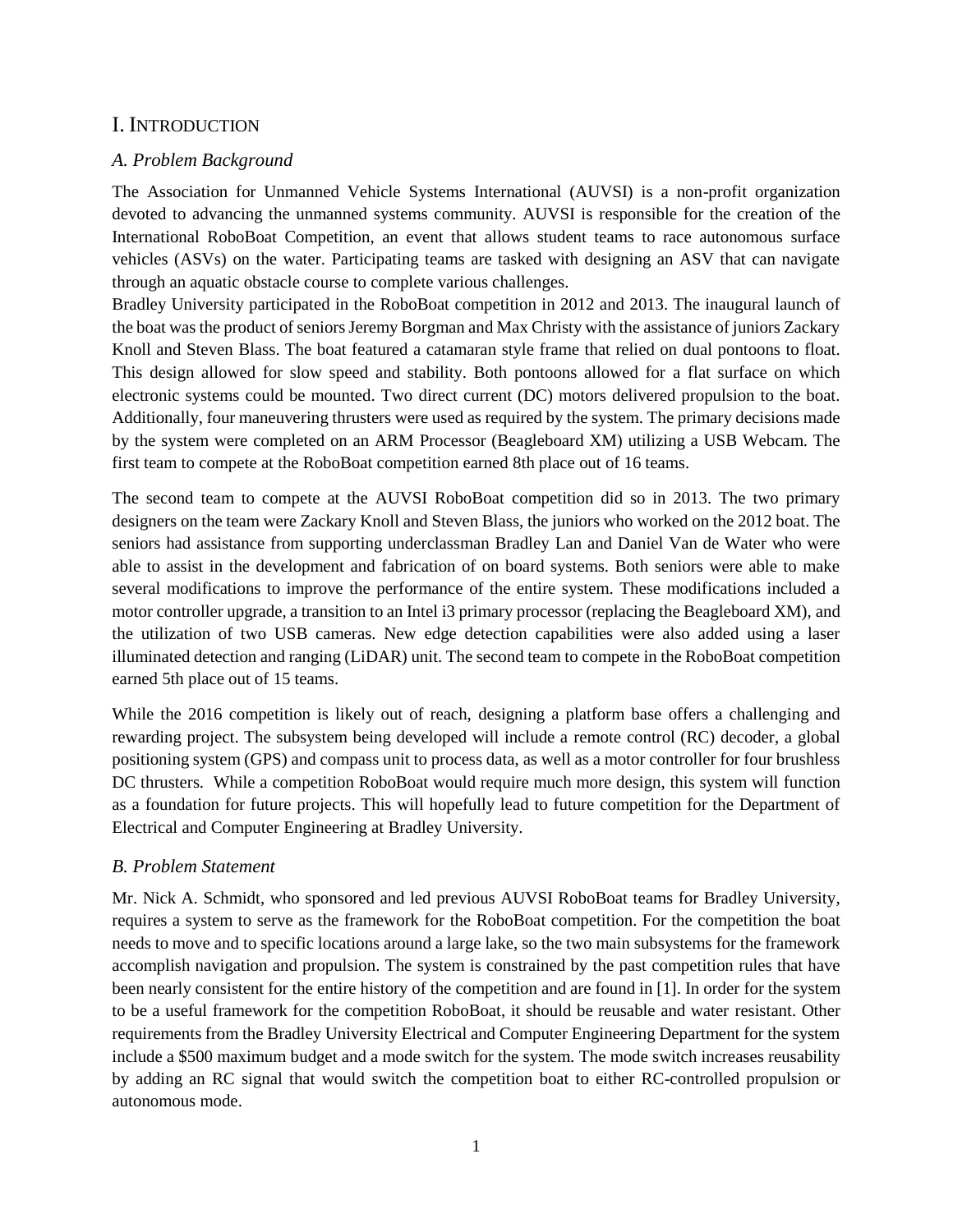# I. Introduction

## *A. Problem Background*

The Association for Unmanned Vehicle Systems International (AUVSI) is a non-profit organization devoted to advancing the unmanned systems community. AUVSI is responsible for the creation of the International RoboBoat Competition, an event that allows student teams to race autonomous surface vehicles (ASVs) on the water. Participating teams are tasked with designing an ASV that can navigate through an aquatic obstacle course to complete various challenges.

Bradley University participated in the RoboBoat competition in 2012 and 2013. The inaugural launch of the boat was the product of seniors Jeremy Borgman and Max Christy with the assistance of juniors Zackary Knoll and Steven Blass. The boat featured a catamaran style frame that relied on dual pontoons to float. This design allowed for slow speed and stability. Both pontoons allowed for a flat surface on which electronic systems could be mounted. Two direct current (DC) motors delivered propulsion to the boat. Additionally, four maneuvering thrusters were used as required by the system. The primary decisions made by the system were completed on an ARM Processor (Beagleboard XM) utilizing a USB Webcam. The first team to compete at the RoboBoat competition earned 8th place out of 16 teams.

The second team to compete at the AUVSI RoboBoat competition did so in 2013. The two primary designers on the team were Zackary Knoll and Steven Blass, the juniors who worked on the 2012 boat. The seniors had assistance from supporting underclassman Bradley Lan and Daniel Van de Water who were able to assist in the development and fabrication of on board systems. Both seniors were able to make several modifications to improve the performance of the entire system. These modifications included a motor controller upgrade, a transition to an Intel i3 primary processor (replacing the Beagleboard XM), and the utilization of two USB cameras. New edge detection capabilities were also added using a laser illuminated detection and ranging (LiDAR) unit. The second team to compete in the RoboBoat competition earned 5th place out of 15 teams.

While the 2016 competition is likely out of reach, designing a platform base offers a challenging and rewarding project. The subsystem being developed will include a remote control (RC) decoder, a global positioning system (GPS) and compass unit to process data, as well as a motor controller for four brushless DC thrusters. While a competition RoboBoat would require much more design, this system will function as a foundation for future projects. This will hopefully lead to future competition for the Department of Electrical and Computer Engineering at Bradley University.

## *B. Problem Statement*

Mr. Nick A. Schmidt, who sponsored and led previous AUVSI RoboBoat teams for Bradley University, requires a system to serve as the framework for the RoboBoat competition. For the competition the boat needs to move and to specific locations around a large lake, so the two main subsystems for the framework accomplish navigation and propulsion. The system is constrained by the past competition rules that have been nearly consistent for the entire history of the competition and are found in [1]. In order for the system to be a useful framework for the competition RoboBoat, it should be reusable and water resistant. Other requirements from the Bradley University Electrical and Computer Engineering Department for the system include a \$500 maximum budget and a mode switch for the system. The mode switch increases reusability by adding an RC signal that would switch the competition boat to either RC-controlled propulsion or autonomous mode.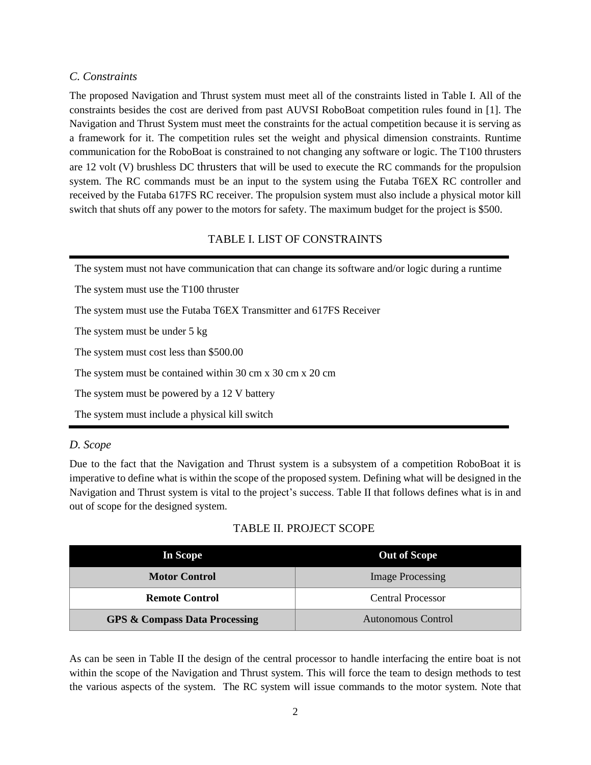### *C. Constraints*

The proposed Navigation and Thrust system must meet all of the constraints listed in Table I. All of the constraints besides the cost are derived from past AUVSI RoboBoat competition rules found in [1]. The Navigation and Thrust System must meet the constraints for the actual competition because it is serving as a framework for it. The competition rules set the weight and physical dimension constraints. Runtime communication for the RoboBoat is constrained to not changing any software or logic. The T100 thrusters are 12 volt (V) brushless DC thrusters that will be used to execute the RC commands for the propulsion system. The RC commands must be an input to the system using the Futaba T6EX RC controller and received by the Futaba 617FS RC receiver. The propulsion system must also include a physical motor kill switch that shuts off any power to the motors for safety. The maximum budget for the project is $500.

TABLE I. LIST OF CONSTRAINTS

| |
|---|
| The system must not have communication that can change its software and/or logic during a runtime |
| The system must use the T100 thruster |
| The system must use the Futaba T6EX Transmitter and 617FS Receiver |
| The system must be under 5 kg |
| The system must cost less than $500.00 |
| The system must be contained within 30 cm x 30 cm x 20 cm |
| The system must be powered by a 12 V battery |
| The system must include a physical kill switch |

### *D. Scope*

Due to the fact that the Navigation and Thrust system is a subsystem of a competition RoboBoat it is imperative to define what is within the scope of the proposed system. Defining what will be designed in the Navigation and Thrust system is vital to the project's success. Table II that follows defines what is in and out of scope for the designed system.

TABLE II. PROJECT SCOPE

| In Scope | Out of Scope |
|---|---|
| **Motor Control** | Image Processing |
| **Remote Control** | Central Processor |
| **GPS & Compass Data Processing** | Autonomous Control |

As can be seen in Table II the design of the central processor to handle interfacing the entire boat is not within the scope of the Navigation and Thrust system. This will force the team to design methods to test the various aspects of the system. The RC system will issue commands to the motor system. Note that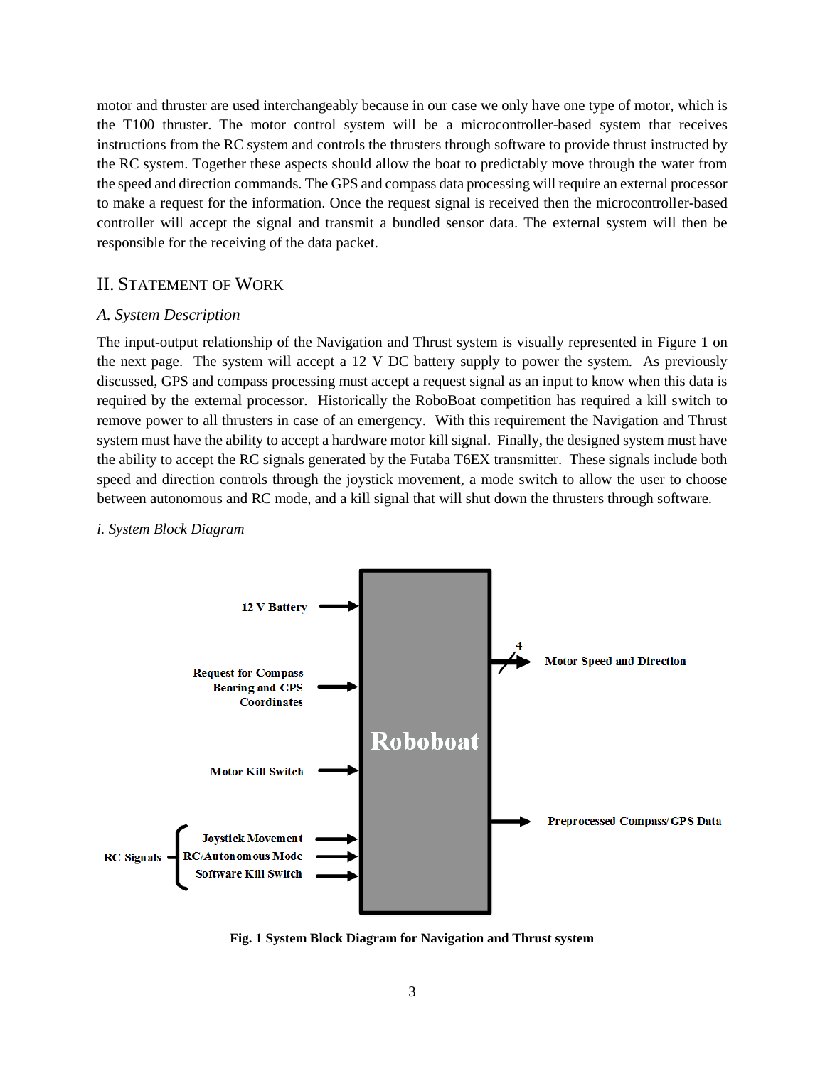motor and thruster are used interchangeably because in our case we only have one type of motor, which is the T100 thruster. The motor control system will be a microcontroller-based system that receives instructions from the RC system and controls the thrusters through software to provide thrust instructed by the RC system. Together these aspects should allow the boat to predictably move through the water from the speed and direction commands. The GPS and compass data processing will require an external processor to make a request for the information. Once the request signal is received then the microcontroller-based controller will accept the signal and transmit a bundled sensor data. The external system will then be responsible for the receiving of the data packet.

## II. Statement of Work

### *A. System Description*

The input-output relationship of the Navigation and Thrust system is visually represented in Figure 1 on the next page. The system will accept a 12 V DC battery supply to power the system. As previously discussed, GPS and compass processing must accept a request signal as an input to know when this data is required by the external processor. Historically the RoboBoat competition has required a kill switch to remove power to all thrusters in case of an emergency. With this requirement the Navigation and Thrust system must have the ability to accept a hardware motor kill signal. Finally, the designed system must have the ability to accept the RC signals generated by the Futaba T6EX transmitter. These signals include both speed and direction controls through the joystick movement, a mode switch to allow the user to choose between autonomous and RC mode, and a kill signal that will shut down the thrusters through software.

*i. System Block Diagram*

**Fig. 1 System Block Diagram for Navigation and Thrust system**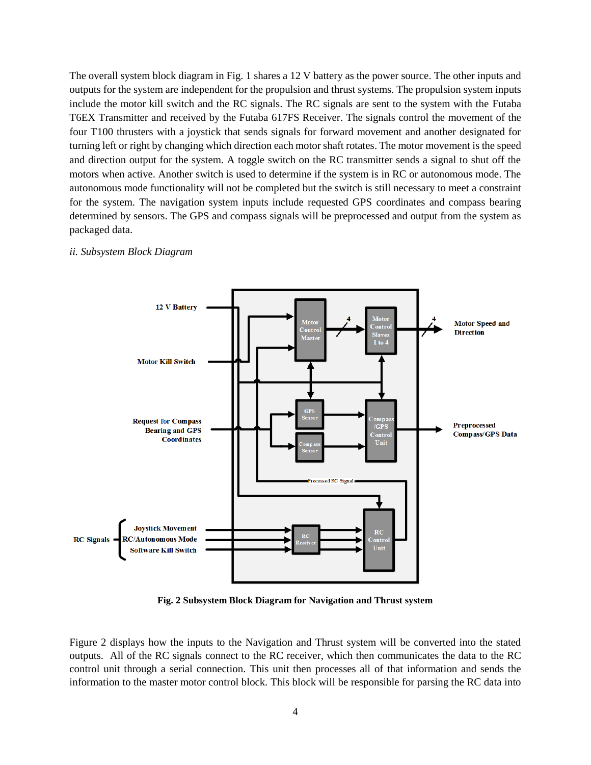The overall system block diagram in Fig. 1 shares a 12 V battery as the power source. The other inputs and outputs for the system are independent for the propulsion and thrust systems. The propulsion system inputs include the motor kill switch and the RC signals. The RC signals are sent to the system with the Futaba T6EX Transmitter and received by the Futaba 617FS Receiver. The signals control the movement of the four T100 thrusters with a joystick that sends signals for forward movement and another designated for turning left or right by changing which direction each motor shaft rotates. The motor movement is the speed and direction output for the system. A toggle switch on the RC transmitter sends a signal to shut off the motors when active. Another switch is used to determine if the system is in RC or autonomous mode. The autonomous mode functionality will not be completed but the switch is still necessary to meet a constraint for the system. The navigation system inputs include requested GPS coordinates and compass bearing determined by sensors. The GPS and compass signals will be preprocessed and output from the system as packaged data.

*ii. Subsystem Block Diagram*

**Fig. 2 Subsystem Block Diagram for Navigation and Thrust system**

Figure 2 displays how the inputs to the Navigation and Thrust system will be converted into the stated outputs. All of the RC signals connect to the RC receiver, which then communicates the data to the RC control unit through a serial connection. This unit then processes all of that information and sends the information to the master motor control block. This block will be responsible for parsing the RC data into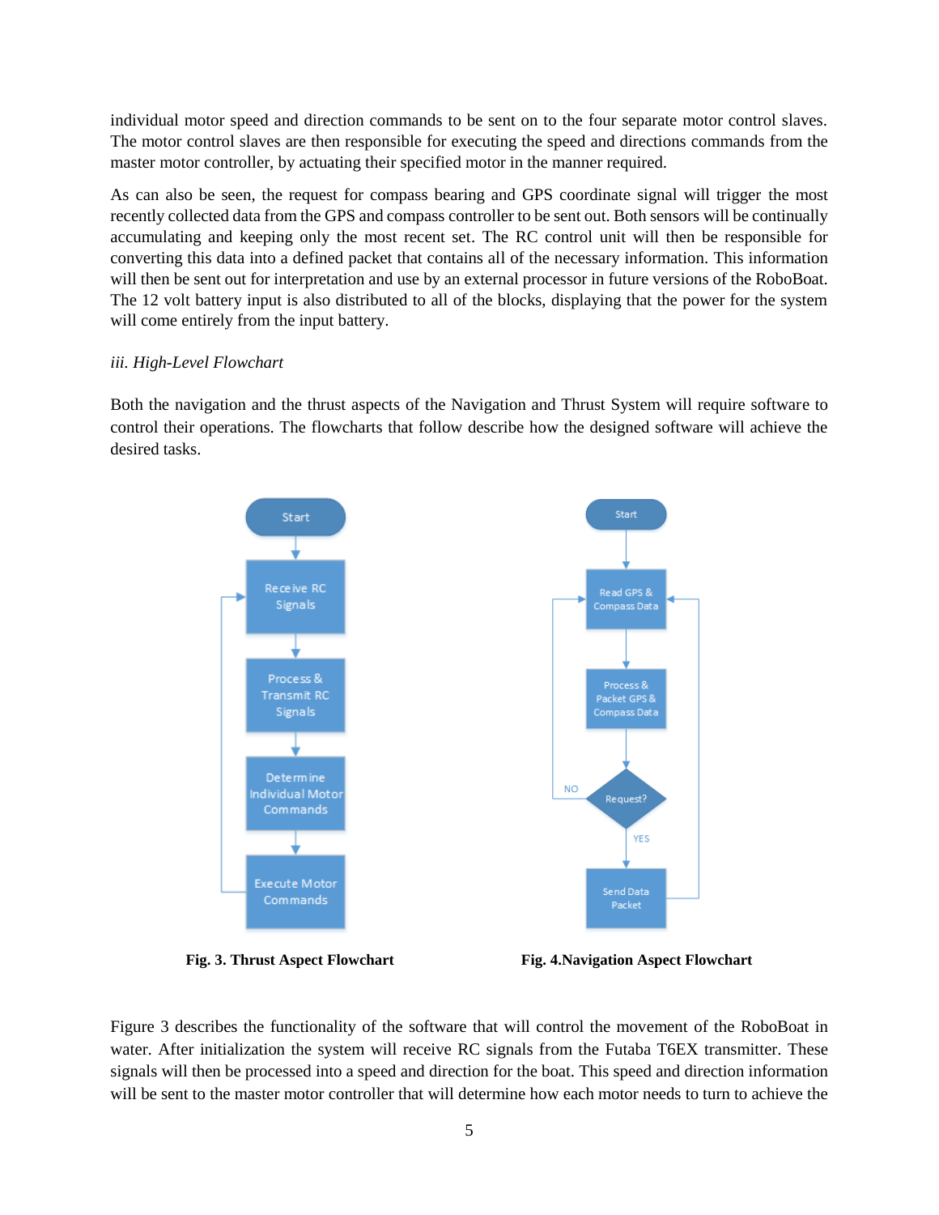individual motor speed and direction commands to be sent on to the four separate motor control slaves. The motor control slaves are then responsible for executing the speed and directions commands from the master motor controller, by actuating their specified motor in the manner required.

As can also be seen, the request for compass bearing and GPS coordinate signal will trigger the most recently collected data from the GPS and compass controller to be sent out. Both sensors will be continually accumulating and keeping only the most recent set. The RC control unit will then be responsible for converting this data into a defined packet that contains all of the necessary information. This information will then be sent out for interpretation and use by an external processor in future versions of the RoboBoat. The 12 volt battery input is also distributed to all of the blocks, displaying that the power for the system will come entirely from the input battery.

*iii. High-Level Flowchart*

Both the navigation and the thrust aspects of the Navigation and Thrust System will require software to control their operations. The flowcharts that follow describe how the designed software will achieve the desired tasks.

**Fig. 3. Thrust Aspect Flowchart**

**Fig. 4.Navigation Aspect Flowchart**

Figure 3 describes the functionality of the software that will control the movement of the RoboBoat in water. After initialization the system will receive RC signals from the Futaba T6EX transmitter. These signals will then be processed into a speed and direction for the boat. This speed and direction information will be sent to the master motor controller that will determine how each motor needs to turn to achieve the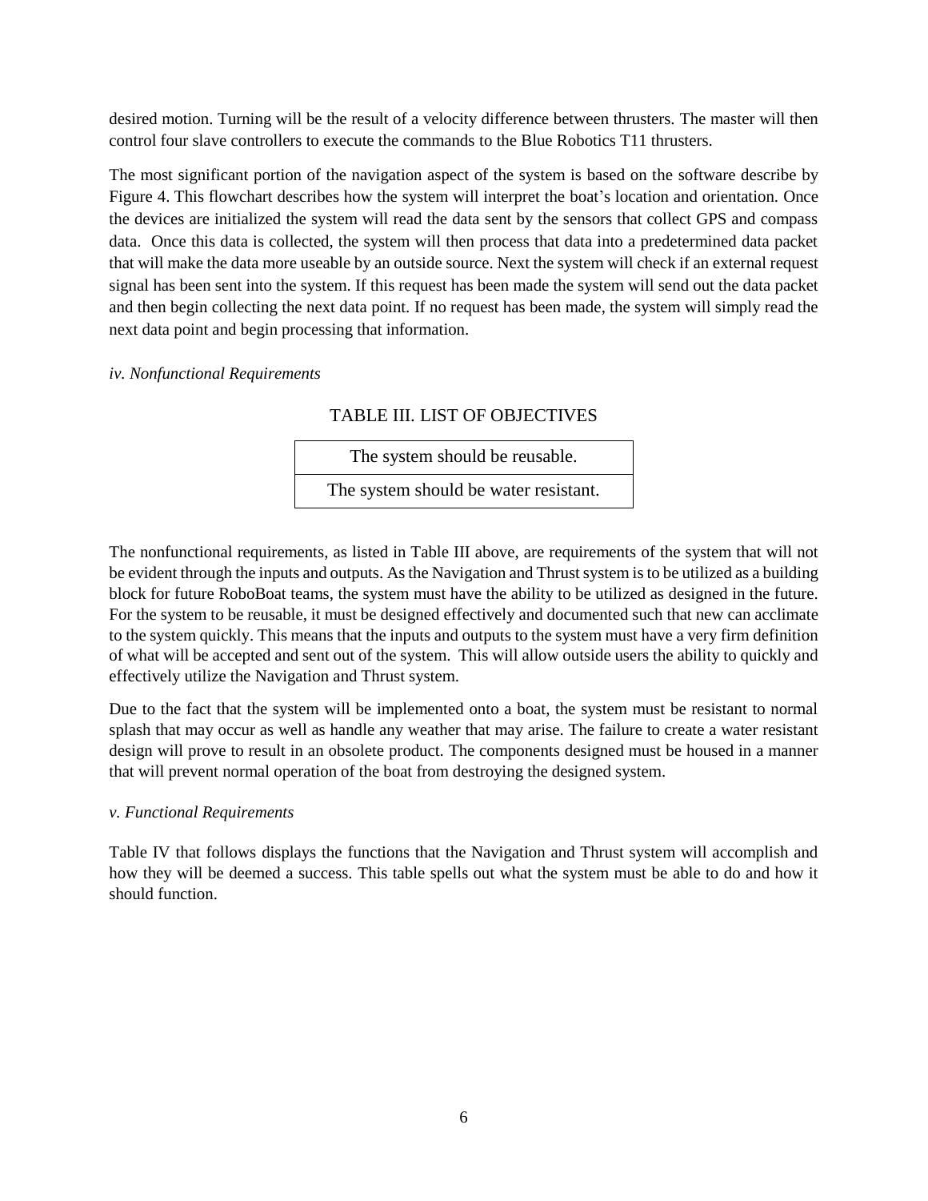desired motion. Turning will be the result of a velocity difference between thrusters. The master will then control four slave controllers to execute the commands to the Blue Robotics T11 thrusters.

The most significant portion of the navigation aspect of the system is based on the software describe by Figure 4. This flowchart describes how the system will interpret the boat's location and orientation. Once the devices are initialized the system will read the data sent by the sensors that collect GPS and compass data. Once this data is collected, the system will then process that data into a predetermined data packet that will make the data more useable by an outside source. Next the system will check if an external request signal has been sent into the system. If this request has been made the system will send out the data packet and then begin collecting the next data point. If no request has been made, the system will simply read the next data point and begin processing that information.

*iv. Nonfunctional Requirements*

TABLE III. LIST OF OBJECTIVES

| The system should be reusable. |
|---|
| The system should be water resistant. |

The nonfunctional requirements, as listed in Table III above, are requirements of the system that will not be evident through the inputs and outputs. As the Navigation and Thrust system is to be utilized as a building block for future RoboBoat teams, the system must have the ability to be utilized as designed in the future. For the system to be reusable, it must be designed effectively and documented such that new can acclimate to the system quickly. This means that the inputs and outputs to the system must have a very firm definition of what will be accepted and sent out of the system. This will allow outside users the ability to quickly and effectively utilize the Navigation and Thrust system.

Due to the fact that the system will be implemented onto a boat, the system must be resistant to normal splash that may occur as well as handle any weather that may arise. The failure to create a water resistant design will prove to result in an obsolete product. The components designed must be housed in a manner that will prevent normal operation of the boat from destroying the designed system.

*v. Functional Requirements*

Table IV that follows displays the functions that the Navigation and Thrust system will accomplish and how they will be deemed a success. This table spells out what the system must be able to do and how it should function.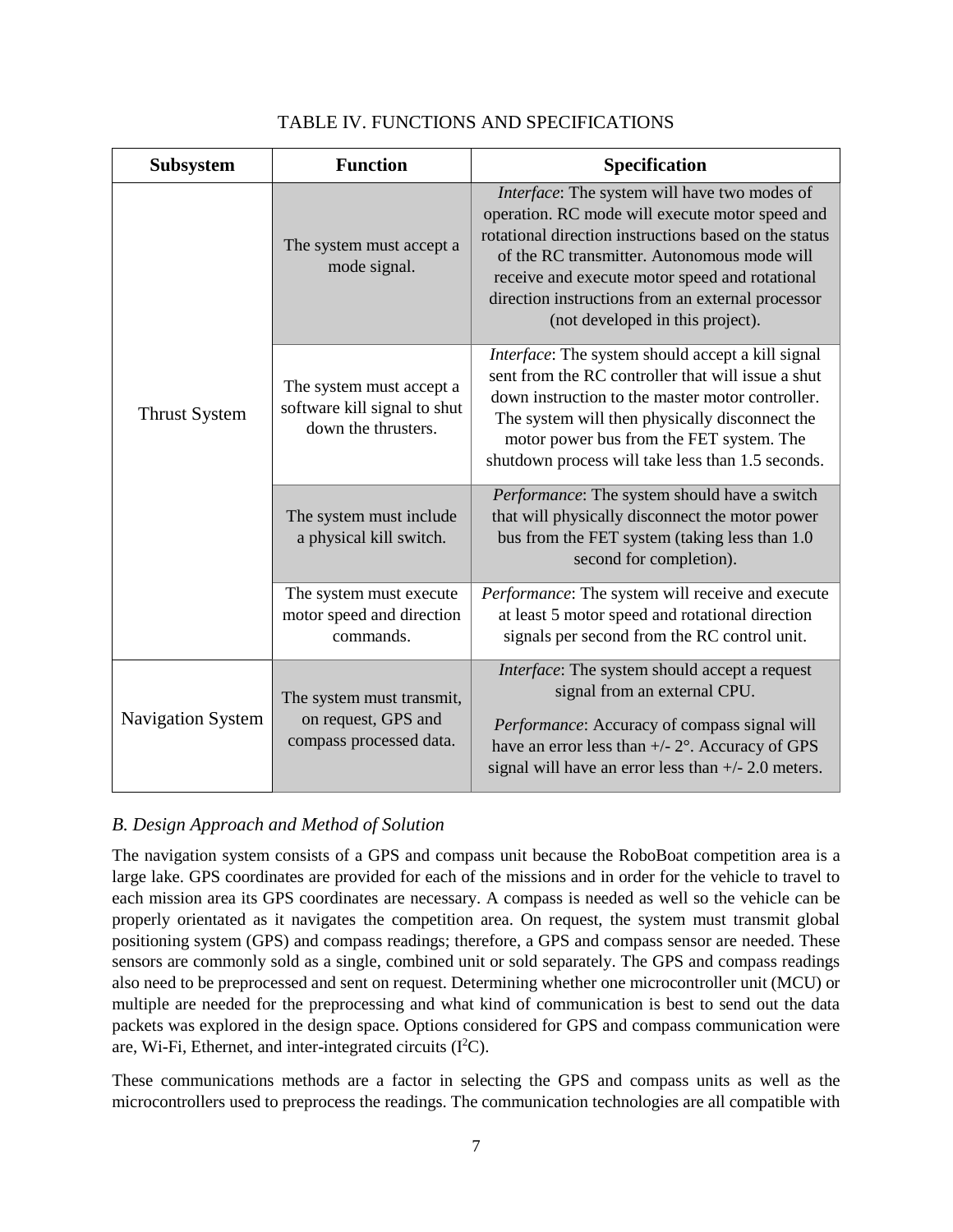TABLE IV. FUNCTIONS AND SPECIFICATIONS

| Subsystem | Function | Specification |
|---|---|---|
| Thrust System | The system must accept a mode signal. | *Interface*: The system will have two modes of operation. RC mode will execute motor speed and rotational direction instructions based on the status of the RC transmitter. Autonomous mode will receive and execute motor speed and rotational direction instructions from an external processor (not developed in this project). |
| | The system must accept a software kill signal to shut down the thrusters. | *Interface*: The system should accept a kill signal sent from the RC controller that will issue a shut down instruction to the master motor controller. The system will then physically disconnect the motor power bus from the FET system. The shutdown process will take less than 1.5 seconds. |
| | The system must include a physical kill switch. | *Performance*: The system should have a switch that will physically disconnect the motor power bus from the FET system (taking less than 1.0 second for completion). |
| | The system must execute motor speed and direction commands. | *Performance*: The system will receive and execute at least 5 motor speed and rotational direction signals per second from the RC control unit. |
| Navigation System | The system must transmit, on request, GPS and compass processed data. | *Interface*: The system should accept a request signal from an external CPU. *Performance*: Accuracy of compass signal will have an error less than +/- 2°. Accuracy of GPS signal will have an error less than +/- 2.0 meters. |

### *B. Design Approach and Method of Solution*

The navigation system consists of a GPS and compass unit because the RoboBoat competition area is a large lake. GPS coordinates are provided for each of the missions and in order for the vehicle to travel to each mission area its GPS coordinates are necessary. A compass is needed as well so the vehicle can be properly orientated as it navigates the competition area. On request, the system must transmit global positioning system (GPS) and compass readings; therefore, a GPS and compass sensor are needed. These sensors are commonly sold as a single, combined unit or sold separately. The GPS and compass readings also need to be preprocessed and sent on request. Determining whether one microcontroller unit (MCU) or multiple are needed for the preprocessing and what kind of communication is best to send out the data packets was explored in the design space. Options considered for GPS and compass communication were are, Wi-Fi, Ethernet, and inter-integrated circuits ($I^2C$).

These communications methods are a factor in selecting the GPS and compass units as well as the microcontrollers used to preprocess the readings. The communication technologies are all compatible with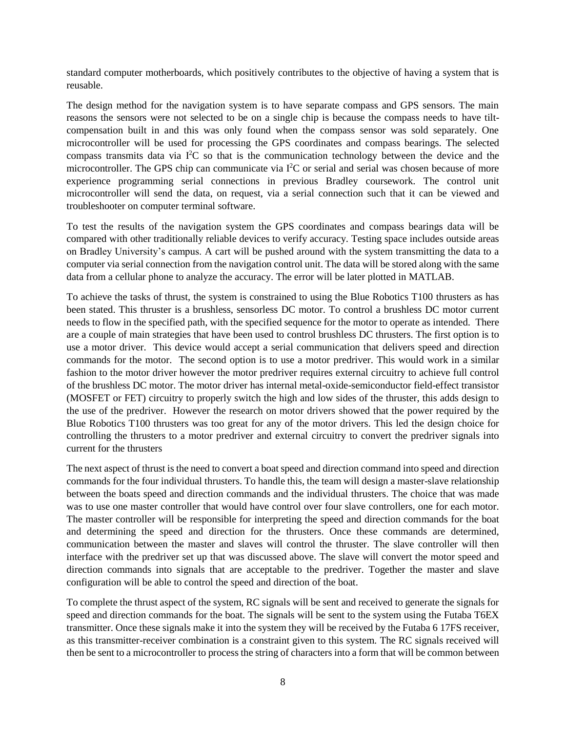standard computer motherboards, which positively contributes to the objective of having a system that is reusable.

The design method for the navigation system is to have separate compass and GPS sensors. The main reasons the sensors were not selected to be on a single chip is because the compass needs to have tilt-compensation built in and this was only found when the compass sensor was sold separately. One microcontroller will be used for processing the GPS coordinates and compass bearings. The selected compass transmits data via $I^2C$ so that is the communication technology between the device and the microcontroller. The GPS chip can communicate via $I^2C$ or serial and serial was chosen because of more experience programming serial connections in previous Bradley coursework. The control unit microcontroller will send the data, on request, via a serial connection such that it can be viewed and troubleshooter on computer terminal software.

To test the results of the navigation system the GPS coordinates and compass bearings data will be compared with other traditionally reliable devices to verify accuracy. Testing space includes outside areas on Bradley University's campus. A cart will be pushed around with the system transmitting the data to a computer via serial connection from the navigation control unit. The data will be stored along with the same data from a cellular phone to analyze the accuracy. The error will be later plotted in MATLAB.

To achieve the tasks of thrust, the system is constrained to using the Blue Robotics T100 thrusters as has been stated. This thruster is a brushless, sensorless DC motor. To control a brushless DC motor current needs to flow in the specified path, with the specified sequence for the motor to operate as intended. There are a couple of main strategies that have been used to control brushless DC thrusters. The first option is to use a motor driver. This device would accept a serial communication that delivers speed and direction commands for the motor. The second option is to use a motor predriver. This would work in a similar fashion to the motor driver however the motor predriver requires external circuitry to achieve full control of the brushless DC motor. The motor driver has internal metal-oxide-semiconductor field-effect transistor (MOSFET or FET) circuitry to properly switch the high and low sides of the thruster, this adds design to the use of the predriver. However the research on motor drivers showed that the power required by the Blue Robotics T100 thrusters was too great for any of the motor drivers. This led the design choice for controlling the thrusters to a motor predriver and external circuitry to convert the predriver signals into current for the thrusters

The next aspect of thrust is the need to convert a boat speed and direction command into speed and direction commands for the four individual thrusters. To handle this, the team will design a master-slave relationship between the boats speed and direction commands and the individual thrusters. The choice that was made was to use one master controller that would have control over four slave controllers, one for each motor. The master controller will be responsible for interpreting the speed and direction commands for the boat and determining the speed and direction for the thrusters. Once these commands are determined, communication between the master and slaves will control the thruster. The slave controller will then interface with the predriver set up that was discussed above. The slave will convert the motor speed and direction commands into signals that are acceptable to the predriver. Together the master and slave configuration will be able to control the speed and direction of the boat.

To complete the thrust aspect of the system, RC signals will be sent and received to generate the signals for speed and direction commands for the boat. The signals will be sent to the system using the Futaba T6EX transmitter. Once these signals make it into the system they will be received by the Futaba 6 17FS receiver, as this transmitter-receiver combination is a constraint given to this system. The RC signals received will then be sent to a microcontroller to process the string of characters into a form that will be common between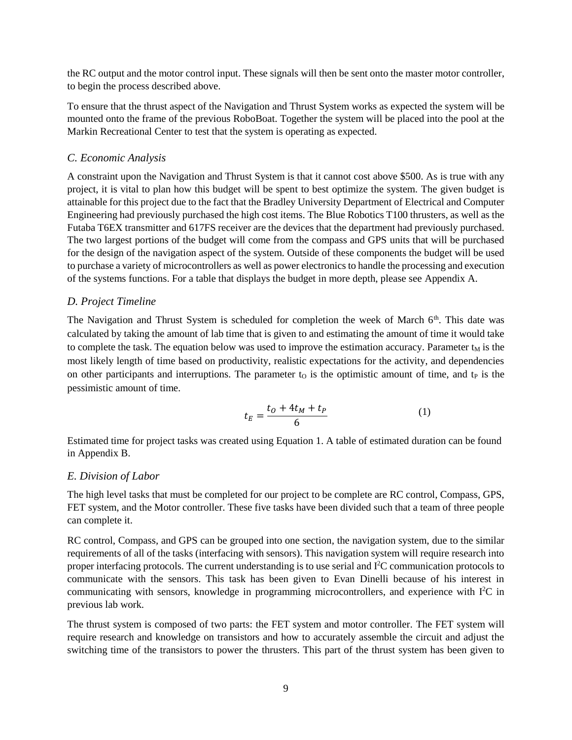the RC output and the motor control input. These signals will then be sent onto the master motor controller, to begin the process described above.

To ensure that the thrust aspect of the Navigation and Thrust System works as expected the system will be mounted onto the frame of the previous RoboBoat. Together the system will be placed into the pool at the Markin Recreational Center to test that the system is operating as expected.

### *C. Economic Analysis*

A constraint upon the Navigation and Thrust System is that it cannot cost above $500. As is true with any project, it is vital to plan how this budget will be spent to best optimize the system. The given budget is attainable for this project due to the fact that the Bradley University Department of Electrical and Computer Engineering had previously purchased the high cost items. The Blue Robotics T100 thrusters, as well as the Futaba T6EX transmitter and 617FS receiver are the devices that the department had previously purchased. The two largest portions of the budget will come from the compass and GPS units that will be purchased for the design of the navigation aspect of the system. Outside of these components the budget will be used to purchase a variety of microcontrollers as well as power electronics to handle the processing and execution of the systems functions. For a table that displays the budget in more depth, please see Appendix A.

### *D. Project Timeline*

The Navigation and Thrust System is scheduled for completion the week of March 6th. This date was calculated by taking the amount of lab time that is given to and estimating the amount of time it would take to complete the task. The equation below was used to improve the estimation accuracy. Parameter $t_M$ is the most likely length of time based on productivity, realistic expectations for the activity, and dependencies on other participants and interruptions. The parameter $t_O$ is the optimistic amount of time, and $t_P$ is the pessimistic amount of time.

$$t_E = \frac{t_O + 4t_M + t_P}{6} \tag{1}$$

Estimated time for project tasks was created using Equation 1. A table of estimated duration can be found in Appendix B.

### *E. Division of Labor*

The high level tasks that must be completed for our project to be complete are RC control, Compass, GPS, FET system, and the Motor controller. These five tasks have been divided such that a team of three people can complete it.

RC control, Compass, and GPS can be grouped into one section, the navigation system, due to the similar requirements of all of the tasks (interfacing with sensors). This navigation system will require research into proper interfacing protocols. The current understanding is to use serial and $I^2C$ communication protocols to communicate with the sensors. This task has been given to Evan Dinelli because of his interest in communicating with sensors, knowledge in programming microcontrollers, and experience with $I^2C$ in previous lab work.

The thrust system is composed of two parts: the FET system and motor controller. The FET system will require research and knowledge on transistors and how to accurately assemble the circuit and adjust the switching time of the transistors to power the thrusters. This part of the thrust system has been given to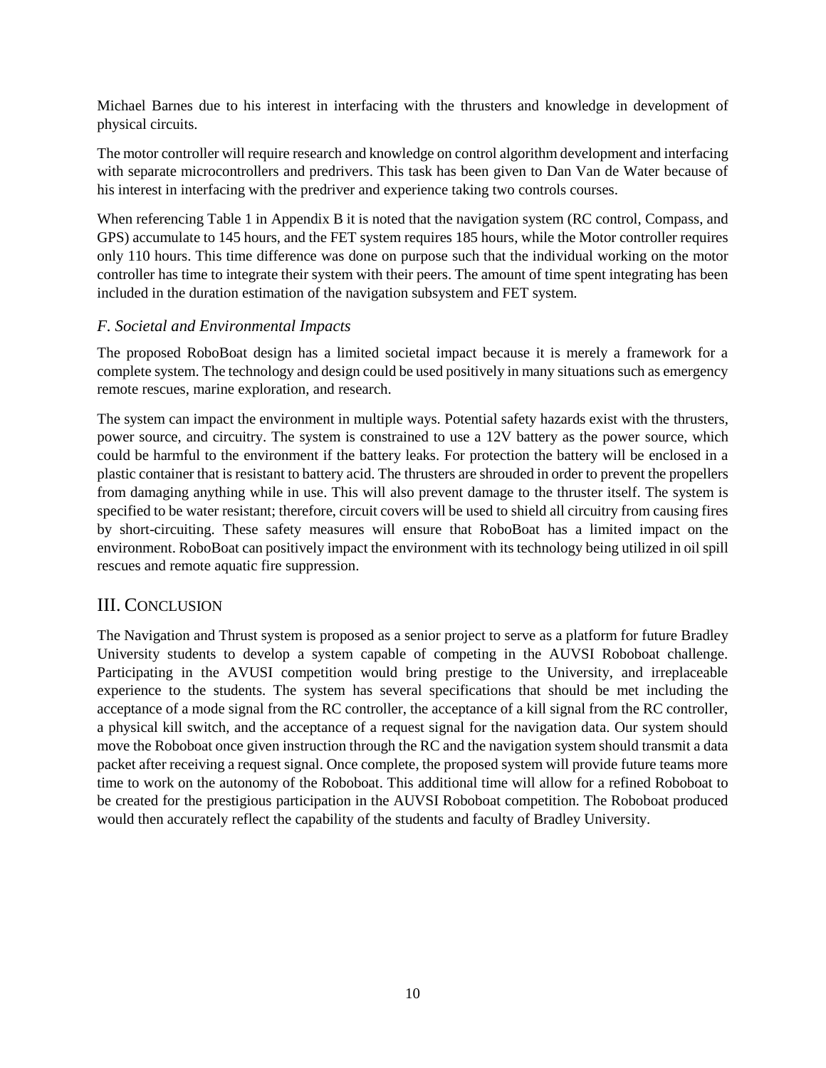Michael Barnes due to his interest in interfacing with the thrusters and knowledge in development of physical circuits.

The motor controller will require research and knowledge on control algorithm development and interfacing with separate microcontrollers and predrivers. This task has been given to Dan Van de Water because of his interest in interfacing with the predriver and experience taking two controls courses.

When referencing Table 1 in Appendix B it is noted that the navigation system (RC control, Compass, and GPS) accumulate to 145 hours, and the FET system requires 185 hours, while the Motor controller requires only 110 hours. This time difference was done on purpose such that the individual working on the motor controller has time to integrate their system with their peers. The amount of time spent integrating has been included in the duration estimation of the navigation subsystem and FET system.

### *F. Societal and Environmental Impacts*

The proposed RoboBoat design has a limited societal impact because it is merely a framework for a complete system. The technology and design could be used positively in many situations such as emergency remote rescues, marine exploration, and research.

The system can impact the environment in multiple ways. Potential safety hazards exist with the thrusters, power source, and circuitry. The system is constrained to use a 12V battery as the power source, which could be harmful to the environment if the battery leaks. For protection the battery will be enclosed in a plastic container that is resistant to battery acid. The thrusters are shrouded in order to prevent the propellers from damaging anything while in use. This will also prevent damage to the thruster itself. The system is specified to be water resistant; therefore, circuit covers will be used to shield all circuitry from causing fires by short-circuiting. These safety measures will ensure that RoboBoat has a limited impact on the environment. RoboBoat can positively impact the environment with its technology being utilized in oil spill rescues and remote aquatic fire suppression.

## III. Conclusion

The Navigation and Thrust system is proposed as a senior project to serve as a platform for future Bradley University students to develop a system capable of competing in the AUVSI Roboboat challenge. Participating in the AVUSI competition would bring prestige to the University, and irreplaceable experience to the students. The system has several specifications that should be met including the acceptance of a mode signal from the RC controller, the acceptance of a kill signal from the RC controller, a physical kill switch, and the acceptance of a request signal for the navigation data. Our system should move the Roboboat once given instruction through the RC and the navigation system should transmit a data packet after receiving a request signal. Once complete, the proposed system will provide future teams more time to work on the autonomy of the Roboboat. This additional time will allow for a refined Roboboat to be created for the prestigious participation in the AUVSI Roboboat competition. The Roboboat produced would then accurately reflect the capability of the students and faculty of Bradley University.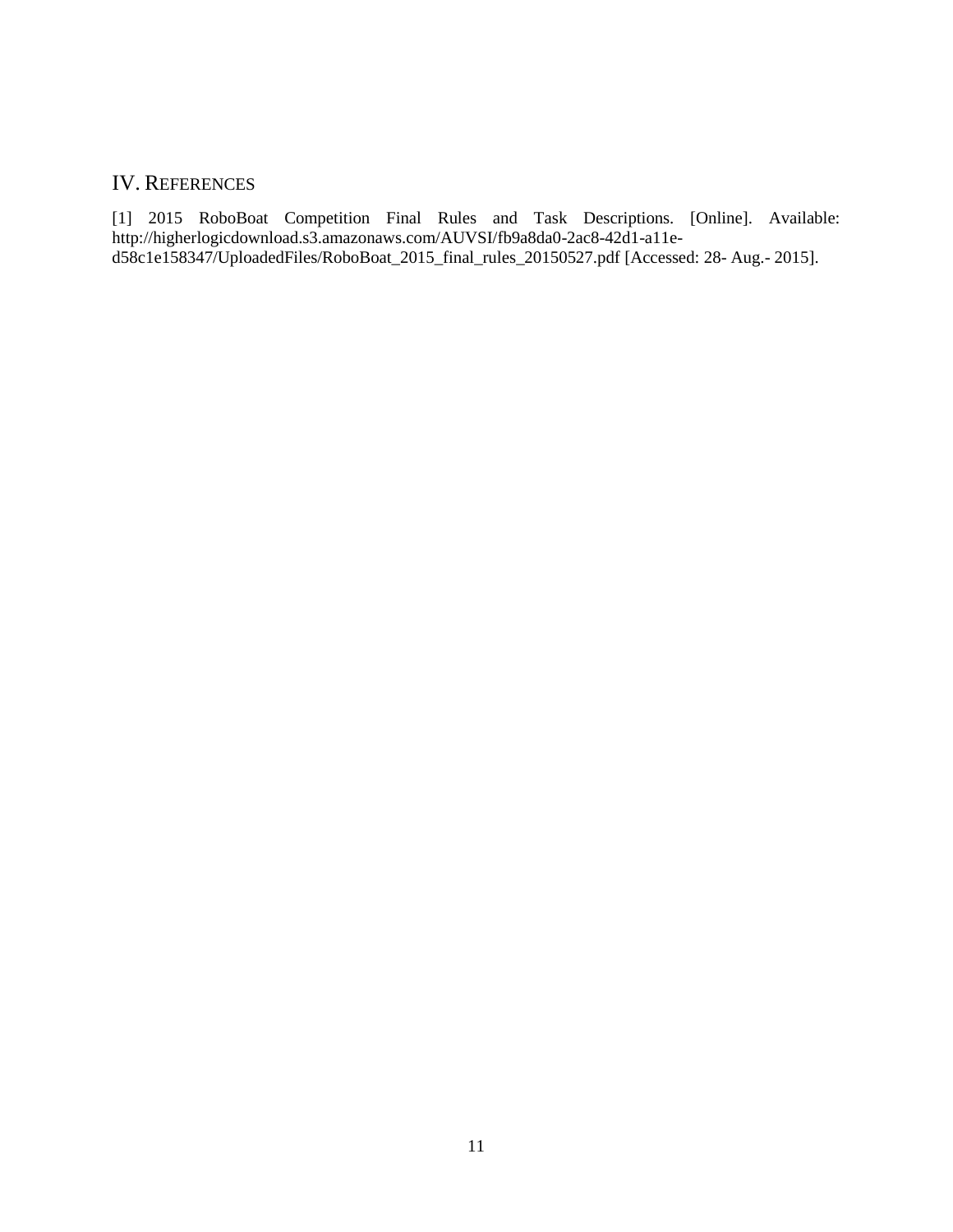## IV. References

[1] 2015 RoboBoat Competition Final Rules and Task Descriptions. [Online]. Available: http://higherlogicdownload.s3.amazonaws.com/AUVSI/fb9a8da0-2ac8-42d1-a11e-d58c1e158347/UploadedFiles/RoboBoat_2015_final_rules_20150527.pdf [Accessed: 28- Aug.- 2015].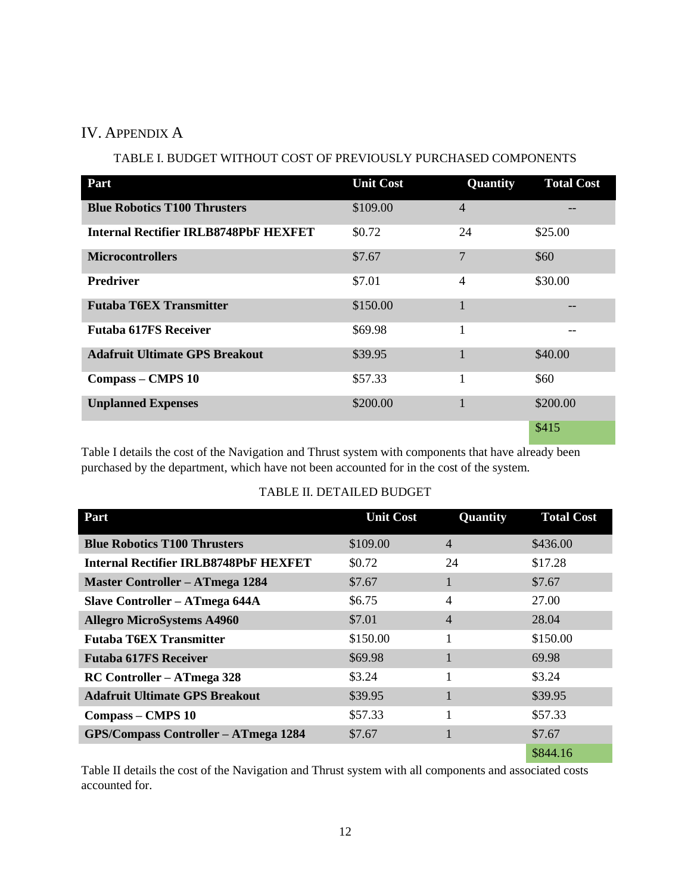## IV. Appendix A

TABLE I. BUDGET WITHOUT COST OF PREVIOUSLY PURCHASED COMPONENTS

| Part | Unit Cost | Quantity | Total Cost |
|---|---|---|---|
| **Blue Robotics T100 Thrusters** | $109.00 | 4 | -- |
| **Internal Rectifier IRLB8748PbF HEXFET** | $0.72 | 24 | $25.00 |
| **Microcontrollers** | $7.67 | 7 | $60 |
| **Predriver** | $7.01 | 4 | $30.00 |
| **Futaba T6EX Transmitter** | $150.00 | 1 | -- |
| **Futaba 617FS Receiver** | $69.98 | 1 | -- |
| **Adafruit Ultimate GPS Breakout** | $39.95 | 1 | $40.00 |
| **Compass – CMPS 10** | $57.33 | 1 | $60 |
| **Unplanned Expenses** | $200.00 | 1 | $200.00 |
| | | | $415 |

Table I details the cost of the Navigation and Thrust system with components that have already been purchased by the department, which have not been accounted for in the cost of the system.

TABLE II. DETAILED BUDGET

| Part | Unit Cost | Quantity | Total Cost |
|---|---|---|---|
| **Blue Robotics T100 Thrusters** | $109.00 | 4 | $436.00 |
| **Internal Rectifier IRLB8748PbF HEXFET** | $0.72 | 24 | $17.28 |
| **Master Controller – ATmega 1284** | $7.67 | 1 | $7.67 |
| **Slave Controller – ATmega 644A** | $6.75 | 4 | 27.00 |
| **Allegro MicroSystems A4960** | $7.01 | 4 | 28.04 |
| **Futaba T6EX Transmitter** | $150.00 | 1 | $150.00 |
| **Futaba 617FS Receiver** | $69.98 | 1 | 69.98 |
| **RC Controller – ATmega 328** | $3.24 | 1 | $3.24 |
| **Adafruit Ultimate GPS Breakout** | $39.95 | 1 | $39.95 |
| **Compass – CMPS 10** | $57.33 | 1 | $57.33 |
| **GPS/Compass Controller – ATmega 1284** | $7.67 | 1 | $7.67 |
| | | | $844.16 |

Table II details the cost of the Navigation and Thrust system with all components and associated costs accounted for.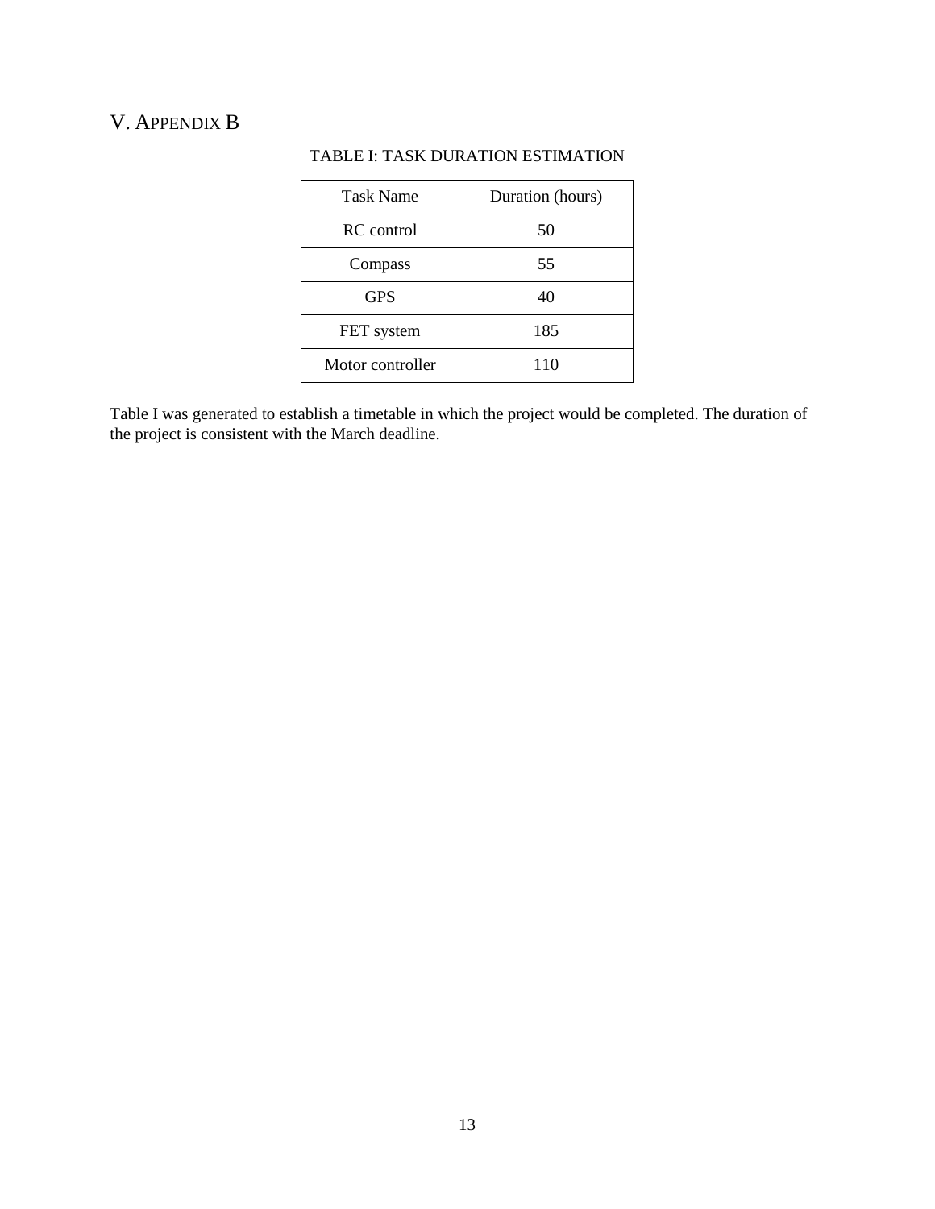## V. Appendix B

TABLE I: TASK DURATION ESTIMATION

| Task Name | Duration (hours) |
|---|---|
| RC control | 50 |
| Compass | 55 |
| GPS | 40 |
| FET system | 185 |
| Motor controller | 110 |

Table I was generated to establish a timetable in which the project would be completed. The duration of the project is consistent with the March deadline.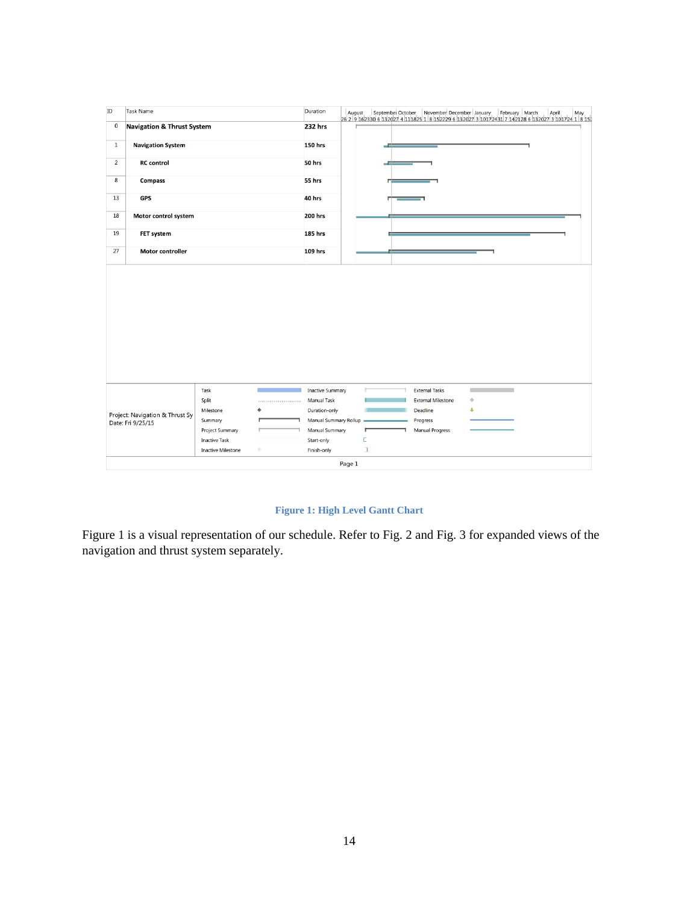| ID | Task Name | Duration |
| --- | --- | --- |
| 0 | **Navigation & Thrust System** | **232 hrs** |
| 1 | **Navigation System** | **150 hrs** |
| 2 | **RC control** | **50 hrs** |
| 8 | **Compass** | **55 hrs** |
| 13 | **GPS** | **40 hrs** |
| 18 | **Motor control system** | **200 hrs** |
| 19 | **FET system** | **185 hrs** |
| 27 | **Motor controller** | **109 hrs** |

Project: Navigation & Thrust Sy
Date: Fri 9/25/15

Task, Split, Milestone, Summary, Project Summary, Inactive Task, Inactive Milestone, Inactive Summary, Manual Task, Duration-only, Manual Summary Rollup, Manual Summary, Start-only, Finish-only, External Tasks, External Milestone, Deadline, Progress, Manual Progress

**Figure 1: High Level Gantt Chart**

Figure 1 is a visual representation of our schedule. Refer to Fig. 2 and Fig. 3 for expanded views of the navigation and thrust system separately.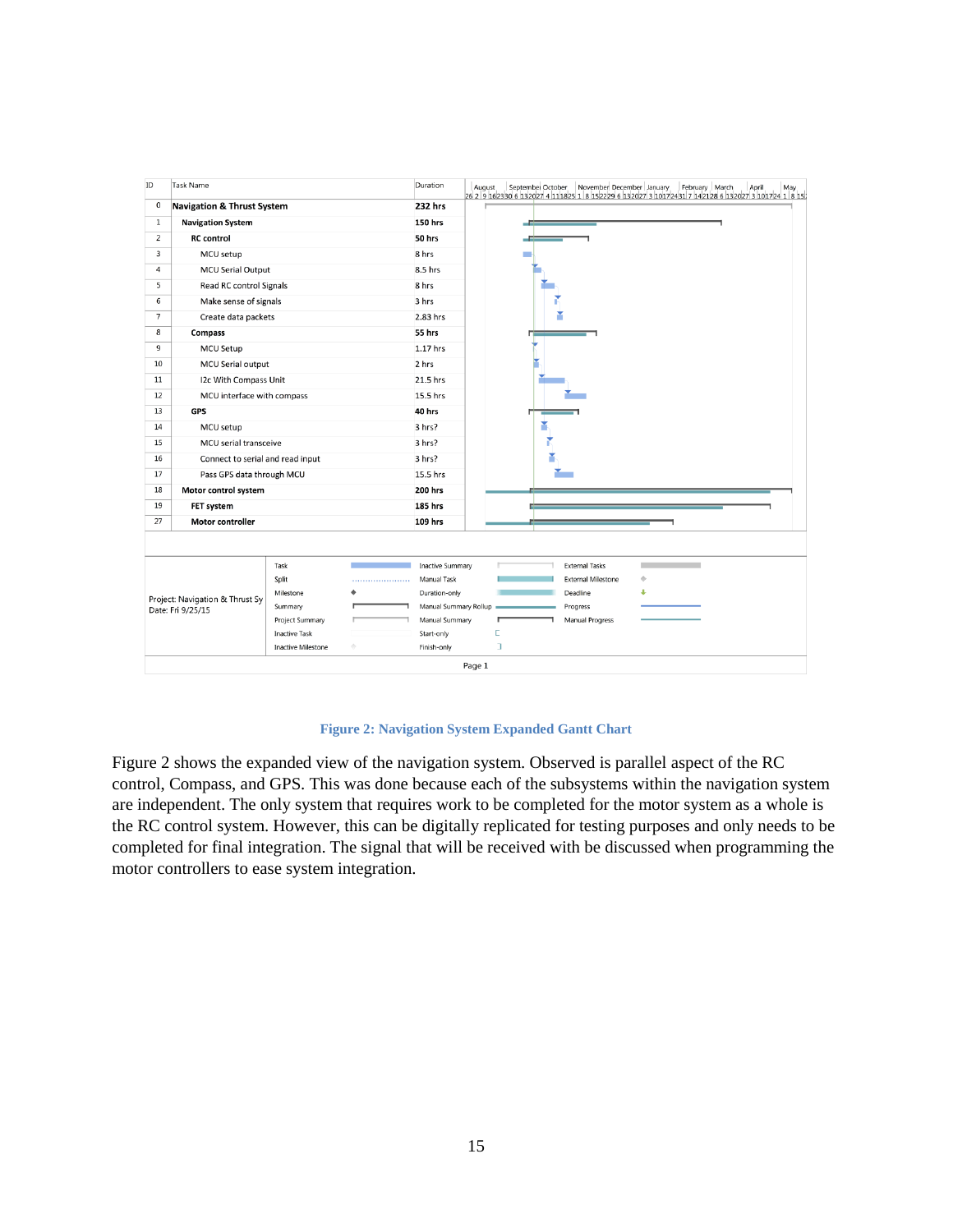| ID | Task Name | Duration |
|---|---|---|
| 0 | **Navigation & Thrust System** | **232 hrs** |
| 1 | **Navigation System** | **150 hrs** |
| 2 | **RC control** | **50 hrs** |
| 3 | MCU setup | 8 hrs |
| 4 | MCU Serial Output | 8.5 hrs |
| 5 | Read RC control Signals | 8 hrs |
| 6 | Make sense of signals | 3 hrs |
| 7 | Create data packets | 2.83 hrs |
| 8 | **Compass** | **55 hrs** |
| 9 | MCU Setup | 1.17 hrs |
| 10 | MCU Serial output | 2 hrs |
| 11 | I2c With Compass Unit | 21.5 hrs |
| 12 | MCU interface with compass | 15.5 hrs |
| 13 | **GPS** | **40 hrs** |
| 14 | MCU setup | 3 hrs? |
| 15 | MCU serial transceive | 3 hrs? |
| 16 | Connect to serial and read input | 3 hrs? |
| 17 | Pass GPS data through MCU | 15.5 hrs |
| 18 | **Motor control system** | **200 hrs** |
| 19 | **FET system** | **185 hrs** |
| 27 | **Motor controller** | **109 hrs** |

Project: Navigation & Thrust Sy
Date: Fri 9/25/15

Figure 2: Navigation System Expanded Gantt Chart

Figure 2 shows the expanded view of the navigation system. Observed is parallel aspect of the RC control, Compass, and GPS. This was done because each of the subsystems within the navigation system are independent. The only system that requires work to be completed for the motor system as a whole is the RC control system. However, this can be digitally replicated for testing purposes and only needs to be completed for final integration. The signal that will be received with be discussed when programming the motor controllers to ease system integration.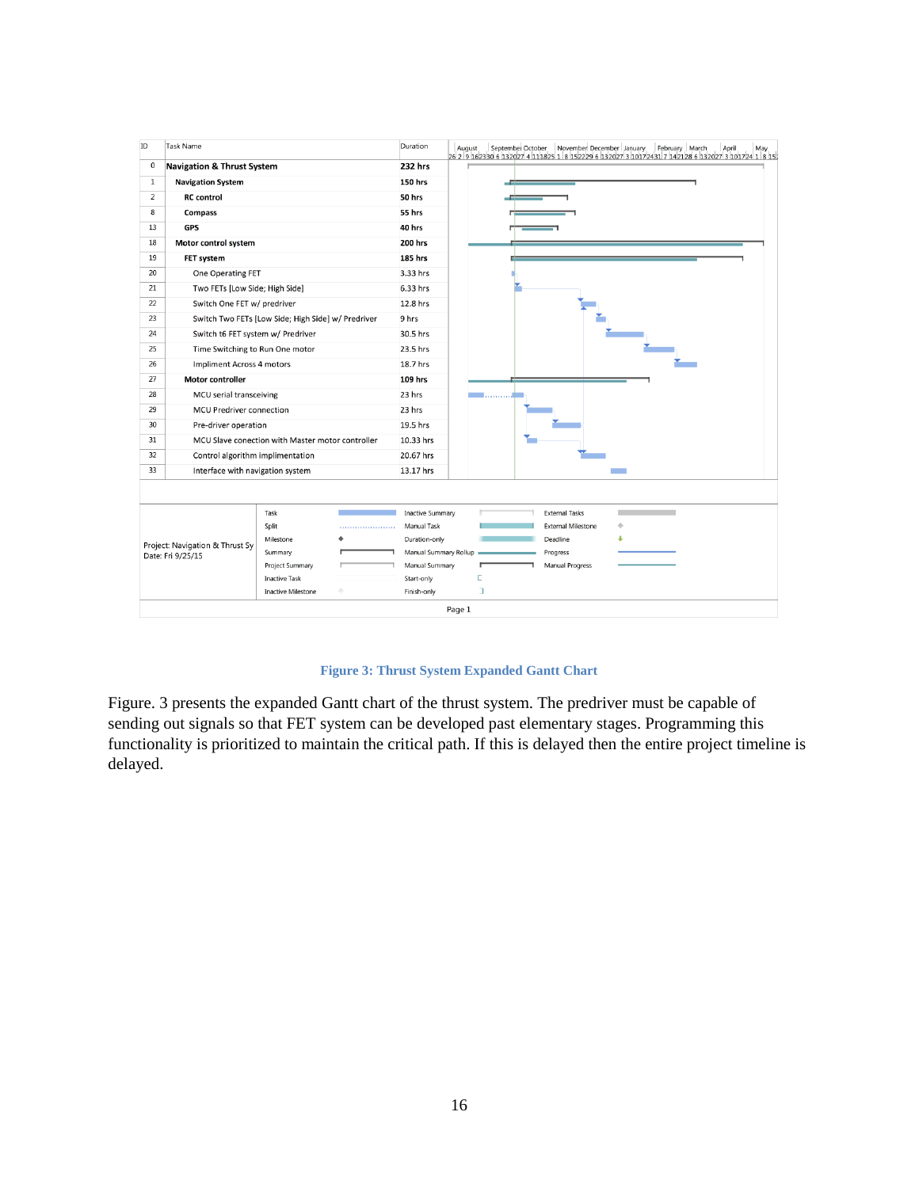| ID | Task Name | Duration |
|---|---|---|
| 0 | **Navigation & Thrust System** | **232 hrs** |
| 1 | **Navigation System** | **150 hrs** |
| 2 | **RC control** | **50 hrs** |
| 8 | **Compass** | **55 hrs** |
| 13 | **GPS** | **40 hrs** |
| 18 | **Motor control system** | **200 hrs** |
| 19 | **FET system** | **185 hrs** |
| 20 | One Operating FET | 3.33 hrs |
| 21 | Two FETs [Low Side; High Side] | 6.33 hrs |
| 22 | Switch One FET w/ predriver | 12.8 hrs |
| 23 | Switch Two FETs [Low Side; High Side] w/ Predriver | 9 hrs |
| 24 | Switch t6 FET system w/ Predriver | 30.5 hrs |
| 25 | Time Switching to Run One motor | 23.5 hrs |
| 26 | Impliment Across 4 motors | 18.7 hrs |
| 27 | **Motor controller** | **109 hrs** |
| 28 | MCU serial transceiving | 23 hrs |
| 29 | MCU Predriver connection | 23 hrs |
| 30 | Pre-driver operation | 19.5 hrs |
| 31 | MCU Slave conection with Master motor controller | 10.33 hrs |
| 32 | Control algorithm implimentation | 20.67 hrs |
| 33 | Interface with navigation system | 13.17 hrs |

August | September | October | November | December | January | February | March | April | May

Project: Navigation & Thrust Sy
Date: Fri 9/25/15

Task | Split | Milestone | Summary | Project Summary | Inactive Task | Inactive Milestone | Inactive Summary | Manual Task | Duration-only | Manual Summary Rollup | Manual Summary | Start-only | Finish-only | External Tasks | External Milestone | Deadline | Progress | Manual Progress

Page 1

**Figure 3: Thrust System Expanded Gantt Chart**

Figure. 3 presents the expanded Gantt chart of the thrust system. The predriver must be capable of sending out signals so that FET system can be developed past elementary stages. Programming this functionality is prioritized to maintain the critical path. If this is delayed then the entire project timeline is delayed.